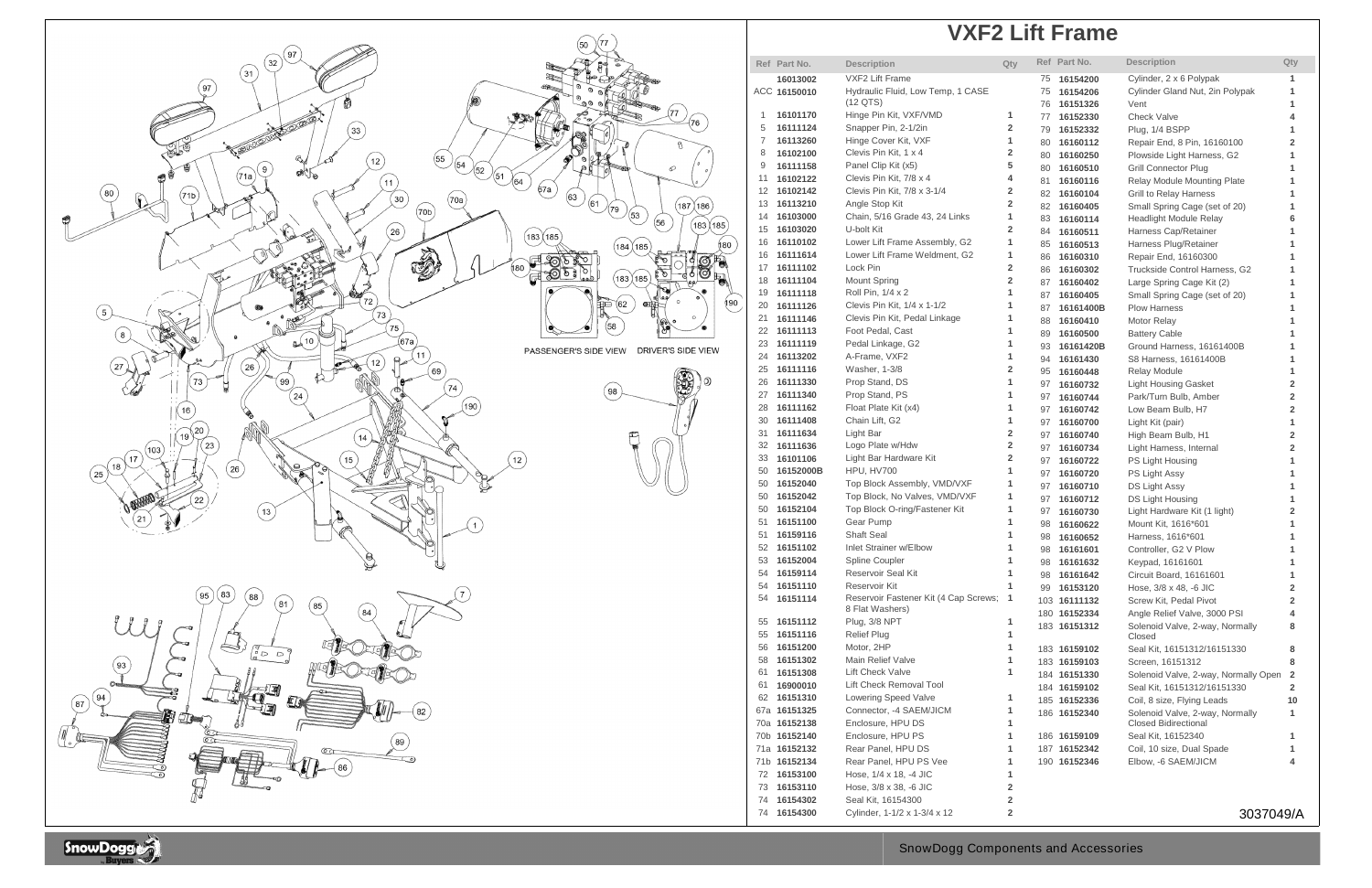# VXF2 Lift Frame

| Ref | Part No. | Description | Qty |
|---|---|---|---|
| | 16013002 | VXF2 Lift Frame | |
| ACC | 16150010 | Hydraulic Fluid, Low Temp, 1 CASE (12 QTS) | |
| 1 | 16101170 | Hinge Pin Kit, VXF/VMD | 1 |
| 5 | 16111124 | Snapper Pin, 2-1/2in | 2 |
| 7 | 16113260 | Hinge Cover Kit, VXF | 1 |
| 8 | 16102100 | Clevis Pin Kit, 1 x 4 | 2 |
| 9 | 16111158 | Panel Clip Kit (x5) | 5 |
| 11 | 16102122 | Clevis Pin Kit, 7/8 x 4 | 4 |
| 12 | 16102142 | Clevis Pin Kit, 7/8 x 3-1/4 | 2 |
| 13 | 16113210 | Angle Stop Kit | 2 |
| 14 | 16103000 | Chain, 5/16 Grade 43, 24 Links | 1 |
| 15 | 16103020 | U-bolt Kit | 2 |
| 16 | 16110102 | Lower Lift Frame Assembly, G2 | 1 |
| 16 | 16111614 | Lower Lift Frame Weldment, G2 | 1 |
| 17 | 16111102 | Lock Pin | 2 |
| 18 | 16111104 | Mount Spring | 2 |
| 19 | 16111118 | Roll Pin, 1/4 x 2 | 1 |
| 20 | 16111126 | Clevis Pin Kit, 1/4 x 1-1/2 | 1 |
| 21 | 16111146 | Clevis Pin Kit, Pedal Linkage | 1 |
| 22 | 16111113 | Foot Pedal, Cast | 1 |
| 23 | 16111119 | Pedal Linkage, G2 | 1 |
| 24 | 16113202 | A-Frame, VXF2 | 1 |
| 25 | 16111116 | Washer, 1-3/8 | 2 |
| 26 | 16111330 | Prop Stand, DS | 1 |
| 27 | 16111340 | Prop Stand, PS | 1 |
| 28 | 16111162 | Float Plate Kit (x4) | 1 |
| 30 | 16111408 | Chain Lift, G2 | 1 |
| 31 | 16111634 | Light Bar | 2 |
| 32 | 16111636 | Logo Plate w/Hdw | 2 |
| 33 | 16101106 | Light Bar Hardware Kit | 2 |
| 50 | 16152000B | HPU, HV700 | 1 |
| 50 | 16152040 | Top Block Assembly, VMD/VXF | 1 |
| 50 | 16152042 | Top Block, No Valves, VMD/VXF | 1 |
| 50 | 16152104 | Top Block O-ring/Fastener Kit | 1 |
| 51 | 16151100 | Gear Pump | 1 |
| 51 | 16159116 | Shaft Seal | 1 |
| 52 | 16151102 | Inlet Strainer w/Elbow | 1 |
| 53 | 16152004 | Spline Coupler | 1 |
| 54 | 16159114 | Reservoir Seal Kit | 1 |
| 54 | 16151110 | Reservoir Kit | 1 |
| 54 | 16151114 | Reservoir Fastener Kit (4 Cap Screws; 8 Flat Washers) | 1 |
| 55 | 16151112 | Plug, 3/8 NPT | 1 |
| 55 | 16151116 | Relief Plug | 1 |
| 56 | 16151200 | Motor, 2HP | 1 |
| 58 | 16151302 | Main Relief Valve | 1 |
| 61 | 16151308 | Lift Check Valve | 1 |
| 61 | 16900010 | Lift Check Removal Tool | |
| 62 | 16151310 | Lowering Speed Valve | 1 |
| 67a | 16151325 | Connector, -4 SAEM/JICM | 1 |
| 70a | 16152138 | Enclosure, HPU DS | 1 |
| 70b | 16152140 | Enclosure, HPU PS | 1 |
| 71a | 16152132 | Rear Panel, HPU DS | 1 |
| 71b | 16152134 | Rear Panel, HPU PS Vee | 1 |
| 72 | 16153100 | Hose, 1/4 x 18, -4 JIC | 1 |
| 73 | 16153110 | Hose, 3/8 x 38, -6 JIC | 2 |
| 74 | 16154302 | Seal Kit, 16154300 | 2 |
| 74 | 16154300 | Cylinder, 1-1/2 x 1-3/4 x 12 | 2 |
| 75 | 16154200 | Cylinder, 2 x 6 Polypak | 1 |
| 75 | 16154206 | Cylinder Gland Nut, 2in Polypak | 1 |
| 76 | 16151326 | Vent | 1 |
| 77 | 16152330 | Check Valve | 4 |
| 79 | 16152332 | Plug, 1/4 BSPP | 1 |
| 80 | 16160112 | Repair End, 8 Pin, 16160100 | 2 |
| 80 | 16160250 | Plowside Light Harness, G2 | 1 |
| 80 | 16160510 | Grill Connector Plug | 1 |
| 81 | 16160116 | Relay Module Mounting Plate | 1 |
| 82 | 16160104 | Grill to Relay Harness | 1 |
| 83 | 16160114 | Headlight Module Relay | 6 |
| 84 | 16160511 | Harness Cap/Retainer | 1 |
| 85 | 16160513 | Harness Plug/Retainer | 1 |
| 86 | 16160310 | Repair End, 16160300 | 1 |
| 86 | 16160302 | Truckside Control Harness, G2 | 1 |
| 87 | 16160402 | Large Spring Cage Kit (2) | 1 |
| 87 | 16160405 | Small Spring Cage (set of 20) | 1 |
| 87 | 16161400B | Plow Harness | 1 |
| 88 | 16160410 | Motor Relay | 1 |
| 89 | 16160500 | Battery Cable | 1 |
| 93 | 16161420B | Ground Harness, 16161400B | 1 |
| 94 | 16161430 | S8 Harness, 16161400B | 1 |
| 95 | 16160448 | Relay Module | 1 |
| 97 | 16160732 | Light Housing Gasket | 2 |
| 97 | 16160744 | Park/Turn Bulb, Amber | 2 |
| 97 | 16160742 | Low Beam Bulb, H7 | 2 |
| 97 | 16160700 | Light Kit (pair) | 1 |
| 97 | 16160740 | High Beam Bulb, H1 | 2 |
| 97 | 16160734 | Light Harness, Internal | 2 |
| 97 | 16160722 | PS Light Housing | 1 |
| 97 | 16160720 | PS Light Assy | 1 |
| 97 | 16160710 | DS Light Assy | 1 |
| 97 | 16160712 | DS Light Housing | 1 |
| 97 | 16160730 | Light Hardware Kit (1 light) | 2 |
| 98 | 16160622 | Mount Kit, 1616*601 | 1 |
| 98 | 16160652 | Harness, 1616*601 | 1 |
| 98 | 16161601 | Controller, G2 V Plow | 1 |
| 98 | 16161632 | Keypad, 16161601 | 1 |
| 98 | 16161642 | Circuit Board, 16161601 | 1 |
| 99 | 16153120 | Hose, 3/8 x 48, -6 JIC | 2 |
| 103 | 16111132 | Screw Kit, Pedal Pivot | 2 |
| 180 | 16152334 | Angle Relief Valve, 3000 PSI | 4 |
| 183 | 16151312 | Solenoid Valve, 2-way, Normally Closed | 8 |
| 183 | 16159102 | Seal Kit, 16151312/16151330 | 8 |
| 183 | 16159103 | Screen, 16151312 | 8 |
| 184 | 16151330 | Solenoid Valve, 2-way, Normally Open | 2 |
| 184 | 16159102 | Seal Kit, 16151312/16151330 | 2 |
| 185 | 16152336 | Coil, 8 size, Flying Leads | 10 |
| 186 | 16152340 | Solenoid Valve, 2-way, Normally Closed Bidirectional | 1 |
| 186 | 16159109 | Seal Kit, 16152340 | 1 |
| 187 | 16152342 | Coil, 10 size, Dual Spade | 1 |
| 190 | 16152346 | Elbow, -6 SAEM/JICM | 4 |

PASSENGER'S SIDE VIEW DRIVER'S SIDE VIEW

3037049/A

SnowDogg Components and Accessories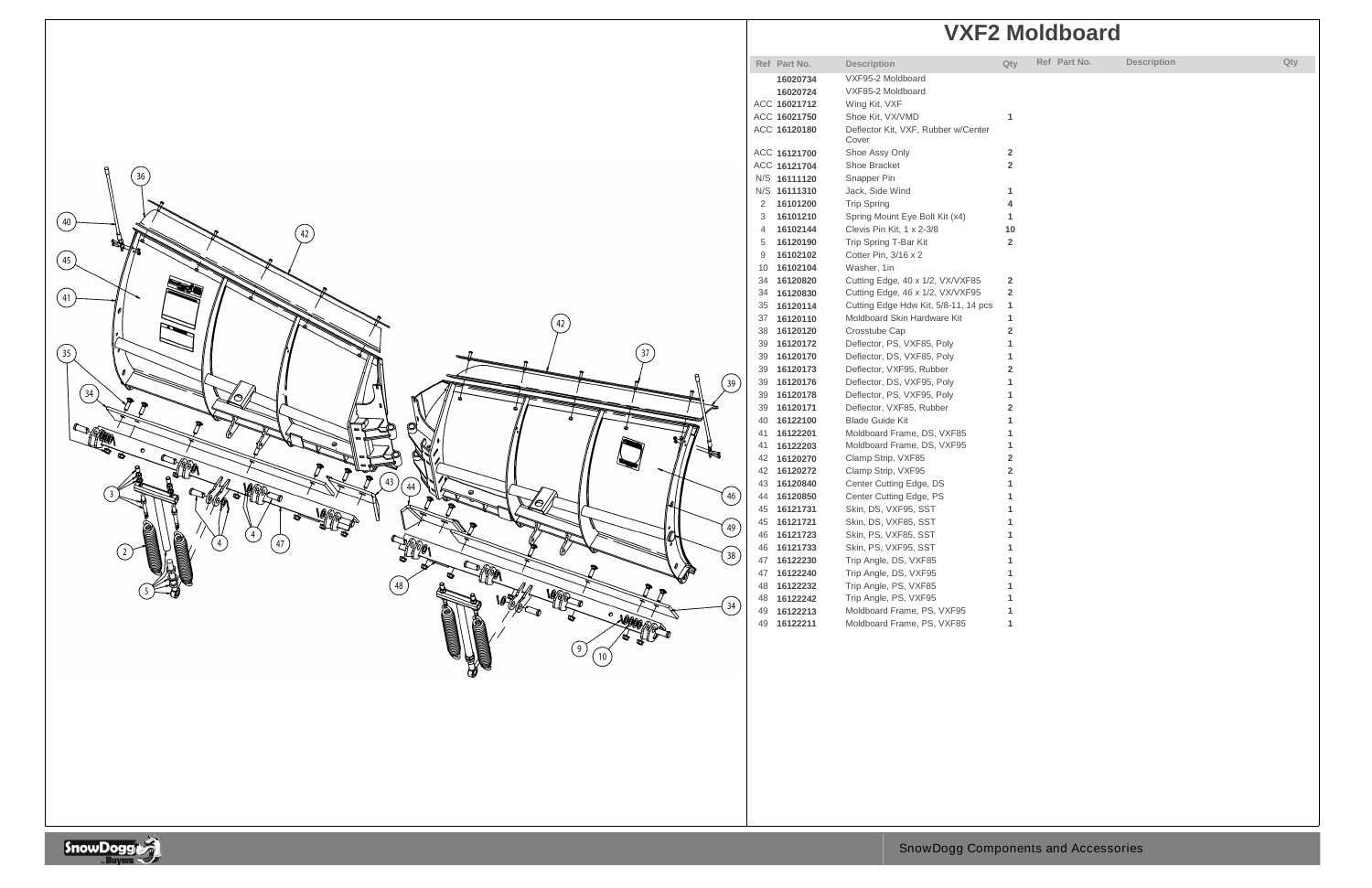# VXF2 Moldboard

| Ref | Part No. | Description | Qty |
|---|---|---|---|
| | 16020734 | VXF95-2 Moldboard | |
| | 16020724 | VXF85-2 Moldboard | |
| ACC | 16021712 | Wing Kit, VXF | |
| ACC | 16021750 | Shoe Kit, VX/VMD | 1 |
| ACC | 16120180 | Deflector Kit, VXF, Rubber w/Center Cover | |
| ACC | 16121700 | Shoe Assy Only | 2 |
| ACC | 16121704 | Shoe Bracket | 2 |
| N/S | 16111120 | Snapper Pin | |
| N/S | 16111310 | Jack, Side Wind | 1 |
| 2 | 16101200 | Trip Spring | 4 |
| 3 | 16101210 | Spring Mount Eye Bolt Kit (x4) | 1 |
| 4 | 16102144 | Clevis Pin Kit, 1 x 2-3/8 | 10 |
| 5 | 16120190 | Trip Spring T-Bar Kit | 2 |
| 9 | 16102102 | Cotter Pin, 3/16 x 2 | |
| 10 | 16102104 | Washer, 1in | |
| 34 | 16120820 | Cutting Edge, 40 x 1/2, VX/VXF85 | 2 |
| 34 | 16120830 | Cutting Edge, 46 x 1/2, VX/VXF95 | 2 |
| 35 | 16120114 | Cutting Edge Hdw Kit, 5/8-11, 14 pcs | 1 |
| 37 | 16120110 | Moldboard Skin Hardware Kit | 1 |
| 38 | 16120120 | Crosstube Cap | 2 |
| 39 | 16120172 | Deflector, PS, VXF85, Poly | 1 |
| 39 | 16120170 | Deflector, DS, VXF85, Poly | 1 |
| 39 | 16120173 | Deflector, VXF95, Rubber | 2 |
| 39 | 16120176 | Deflector, DS, VXF95, Poly | 1 |
| 39 | 16120178 | Deflector, PS, VXF95, Poly | 1 |
| 39 | 16120171 | Deflector, VXF85, Rubber | 2 |
| 40 | 16122100 | Blade Guide Kit | 1 |
| 41 | 16122201 | Moldboard Frame, DS, VXF85 | 1 |
| 41 | 16122203 | Moldboard Frame, DS, VXF95 | 1 |
| 42 | 16120270 | Clamp Strip, VXF85 | 2 |
| 42 | 16120272 | Clamp Strip, VXF95 | 2 |
| 43 | 16120840 | Center Cutting Edge, DS | 1 |
| 44 | 16120850 | Center Cutting Edge, PS | 1 |
| 45 | 16121731 | Skin, DS, VXF95, SST | 1 |
| 45 | 16121721 | Skin, DS, VXF85, SST | 1 |
| 46 | 16121723 | Skin, PS, VXF85, SST | 1 |
| 46 | 16121733 | Skin, PS, VXF95, SST | 1 |
| 47 | 16122230 | Trip Angle, DS, VXF85 | 1 |
| 47 | 16122240 | Trip Angle, DS, VXF95 | 1 |
| 48 | 16122232 | Trip Angle, PS, VXF85 | 1 |
| 48 | 16122242 | Trip Angle, PS, VXF95 | 1 |
| 49 | 16122213 | Moldboard Frame, PS, VXF95 | 1 |
| 49 | 16122211 | Moldboard Frame, PS, VXF85 | 1 |

36 40 42 45 41 35 34 3 2 5 4 4 47 43 44 42 37 39 46 49 38 34 48 9 10

SnowDogg Components and Accessories